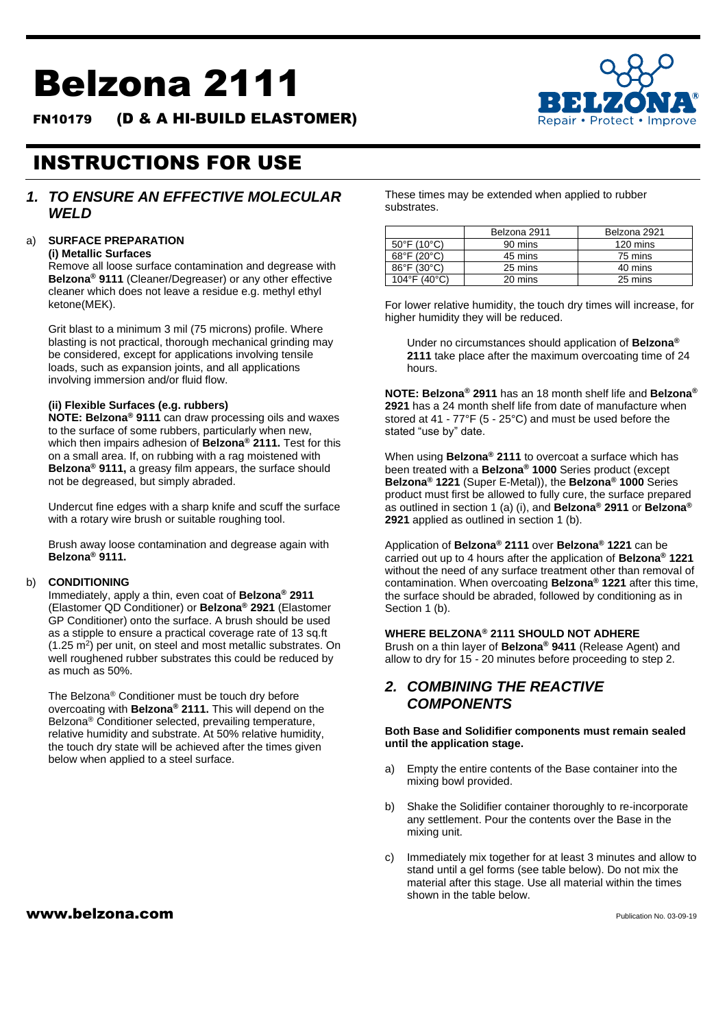# Belzona 2111

FN10179 (D & A HI-BUILD ELASTOMER)

# INSTRUCTIONS FOR USE

## 1. TO ENSURE AN EFFECTIVE MOLECULAR WELD

a) **SURFACE PREPARATION**

**(i) Metallic Surfaces**

Remove all loose surface contamination and degrease with **Belzona® 9111** (Cleaner/Degreaser) or any other effective cleaner which does not leave a residue e.g. methyl ethyl ketone(MEK).

Grit blast to a minimum 3 mil (75 microns) profile. Where blasting is not practical, thorough mechanical grinding may be considered, except for applications involving tensile loads, such as expansion joints, and all applications involving immersion and/or fluid flow.

**(ii) Flexible Surfaces (e.g. rubbers)**

**NOTE: Belzona® 9111** can draw processing oils and waxes to the surface of some rubbers, particularly when new, which then impairs adhesion of **Belzona® 2111.** Test for this on a small area. If, on rubbing with a rag moistened with **Belzona® 9111,** a greasy film appears, the surface should not be degreased, but simply abraded.

Undercut fine edges with a sharp knife and scuff the surface with a rotary wire brush or suitable roughing tool.

Brush away loose contamination and degrease again with **Belzona® 9111.**

b) **CONDITIONING**

Immediately, apply a thin, even coat of **Belzona® 2911** (Elastomer QD Conditioner) or **Belzona® 2921** (Elastomer GP Conditioner) onto the surface. A brush should be used as a stipple to ensure a practical coverage rate of 13 sq.ft (1.25 m$^2$) per unit, on steel and most metallic substrates. On well roughened rubber substrates this could be reduced by as much as 50%.

The Belzona® Conditioner must be touch dry before overcoating with **Belzona® 2111.** This will depend on the Belzona® Conditioner selected, prevailing temperature, relative humidity and substrate. At 50% relative humidity, the touch dry state will be achieved after the times given below when applied to a steel surface.

These times may be extended when applied to rubber substrates.

| | Belzona 2911 | Belzona 2921 |
|---|---|---|
| 50°F (10°C) | 90 mins | 120 mins |
| 68°F (20°C) | 45 mins | 75 mins |
| 86°F (30°C) | 25 mins | 40 mins |
| 104°F (40°C) | 20 mins | 25 mins |

For lower relative humidity, the touch dry times will increase, for higher humidity they will be reduced.

Under no circumstances should application of **Belzona® 2111** take place after the maximum overcoating time of 24 hours.

**NOTE: Belzona® 2911** has an 18 month shelf life and **Belzona® 2921** has a 24 month shelf life from date of manufacture when stored at 41 - 77°F (5 - 25°C) and must be used before the stated "use by" date.

When using **Belzona® 2111** to overcoat a surface which has been treated with a **Belzona® 1000** Series product (except **Belzona® 1221** (Super E-Metal)), the **Belzona® 1000** Series product must first be allowed to fully cure, the surface prepared as outlined in section 1 (a) (i), and **Belzona® 2911** or **Belzona® 2921** applied as outlined in section 1 (b).

Application of **Belzona® 2111** over **Belzona® 1221** can be carried out up to 4 hours after the application of **Belzona® 1221** without the need of any surface treatment other than removal of contamination. When overcoating **Belzona® 1221** after this time, the surface should be abraded, followed by conditioning as in Section 1 (b).

**WHERE BELZONA® 2111 SHOULD NOT ADHERE**

Brush on a thin layer of **Belzona® 9411** (Release Agent) and allow to dry for 15 - 20 minutes before proceeding to step 2.

## 2. COMBINING THE REACTIVE COMPONENTS

**Both Base and Solidifier components must remain sealed until the application stage.**

a) Empty the entire contents of the Base container into the mixing bowl provided.

b) Shake the Solidifier container thoroughly to re-incorporate any settlement. Pour the contents over the Base in the mixing unit.

c) Immediately mix together for at least 3 minutes and allow to stand until a gel forms (see table below). Do not mix the material after this stage. Use all material within the times shown in the table below.

www.belzona.com

Publication No. 03-09-19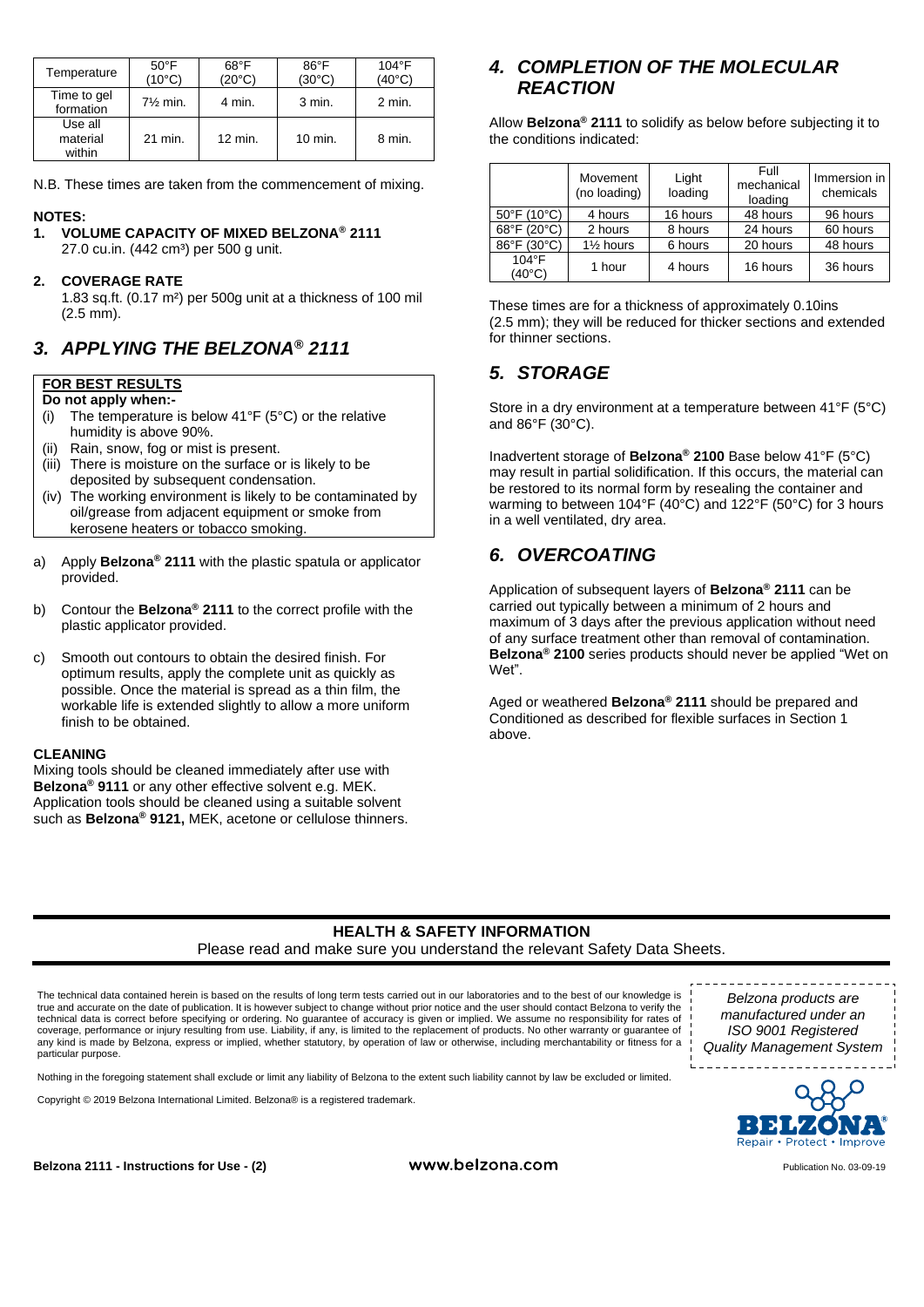| Temperature | 50°F (10°C) | 68°F (20°C) | 86°F (30°C) | 104°F (40°C) |
|---|---|---|---|---|
| Time to gel formation | 7½ min. | 4 min. | 3 min. | 2 min. |
| Use all material within | 21 min. | 12 min. | 10 min. | 8 min. |

N.B. These times are taken from the commencement of mixing.

**NOTES:**

1. **VOLUME CAPACITY OF MIXED BELZONA® 2111**
   27.0 cu.in. (442 cm³) per 500 g unit.

2. **COVERAGE RATE**
   1.83 sq.ft. (0.17 m²) per 500g unit at a thickness of 100 mil (2.5 mm).

## *3. APPLYING THE BELZONA® 2111*

**FOR BEST RESULTS**

**Do not apply when:-**

(i) The temperature is below 41°F (5°C) or the relative humidity is above 90%.
(ii) Rain, snow, fog or mist is present.
(iii) There is moisture on the surface or is likely to be deposited by subsequent condensation.
(iv) The working environment is likely to be contaminated by oil/grease from adjacent equipment or smoke from kerosene heaters or tobacco smoking.

a) Apply **Belzona® 2111** with the plastic spatula or applicator provided.

b) Contour the **Belzona® 2111** to the correct profile with the plastic applicator provided.

c) Smooth out contours to obtain the desired finish. For optimum results, apply the complete unit as quickly as possible. Once the material is spread as a thin film, the workable life is extended slightly to allow a more uniform finish to be obtained.

**CLEANING**

Mixing tools should be cleaned immediately after use with **Belzona® 9111** or any other effective solvent e.g. MEK. Application tools should be cleaned using a suitable solvent such as **Belzona® 9121,** MEK, acetone or cellulose thinners.

## *4. COMPLETION OF THE MOLECULAR REACTION*

Allow **Belzona® 2111** to solidify as below before subjecting it to the conditions indicated:

| | Movement (no loading) | Light loading | Full mechanical loading | Immersion in chemicals |
|---|---|---|---|---|
| 50°F (10°C) | 4 hours | 16 hours | 48 hours | 96 hours |
| 68°F (20°C) | 2 hours | 8 hours | 24 hours | 60 hours |
| 86°F (30°C) | 1½ hours | 6 hours | 20 hours | 48 hours |
| 104°F (40°C) | 1 hour | 4 hours | 16 hours | 36 hours |

These times are for a thickness of approximately 0.10ins (2.5 mm); they will be reduced for thicker sections and extended for thinner sections.

## *5. STORAGE*

Store in a dry environment at a temperature between 41°F (5°C) and 86°F (30°C).

Inadvertent storage of **Belzona® 2100** Base below 41°F (5°C) may result in partial solidification. If this occurs, the material can be restored to its normal form by resealing the container and warming to between 104°F (40°C) and 122°F (50°C) for 3 hours in a well ventilated, dry area.

## *6. OVERCOATING*

Application of subsequent layers of **Belzona® 2111** can be carried out typically between a minimum of 2 hours and maximum of 3 days after the previous application without need of any surface treatment other than removal of contamination. **Belzona® 2100** series products should never be applied "Wet on Wet".

Aged or weathered **Belzona® 2111** should be prepared and Conditioned as described for flexible surfaces in Section 1 above.

**HEALTH & SAFETY INFORMATION**

Please read and make sure you understand the relevant Safety Data Sheets.

The technical data contained herein is based on the results of long term tests carried out in our laboratories and to the best of our knowledge is true and accurate on the date of publication. It is however subject to change without prior notice and the user should contact Belzona to verify the technical data is correct before specifying or ordering. No guarantee of accuracy is given or implied. We assume no responsibility for rates of coverage, performance or injury resulting from use. Liability, if any, is limited to the replacement of products. No other warranty or guarantee of any kind is made by Belzona, express or implied, whether statutory, by operation of law or otherwise, including merchantability or fitness for a particular purpose.

*Belzona products are manufactured under an ISO 9001 Registered Quality Management System*

Nothing in the foregoing statement shall exclude or limit any liability of Belzona to the extent such liability cannot by law be excluded or limited.

Copyright © 2019 Belzona International Limited. Belzona® is a registered trademark.

BELZONA® Repair • Protect • Improve

**Belzona 2111 - Instructions for Use - (2)** www.belzona.com Publication No. 03-09-19